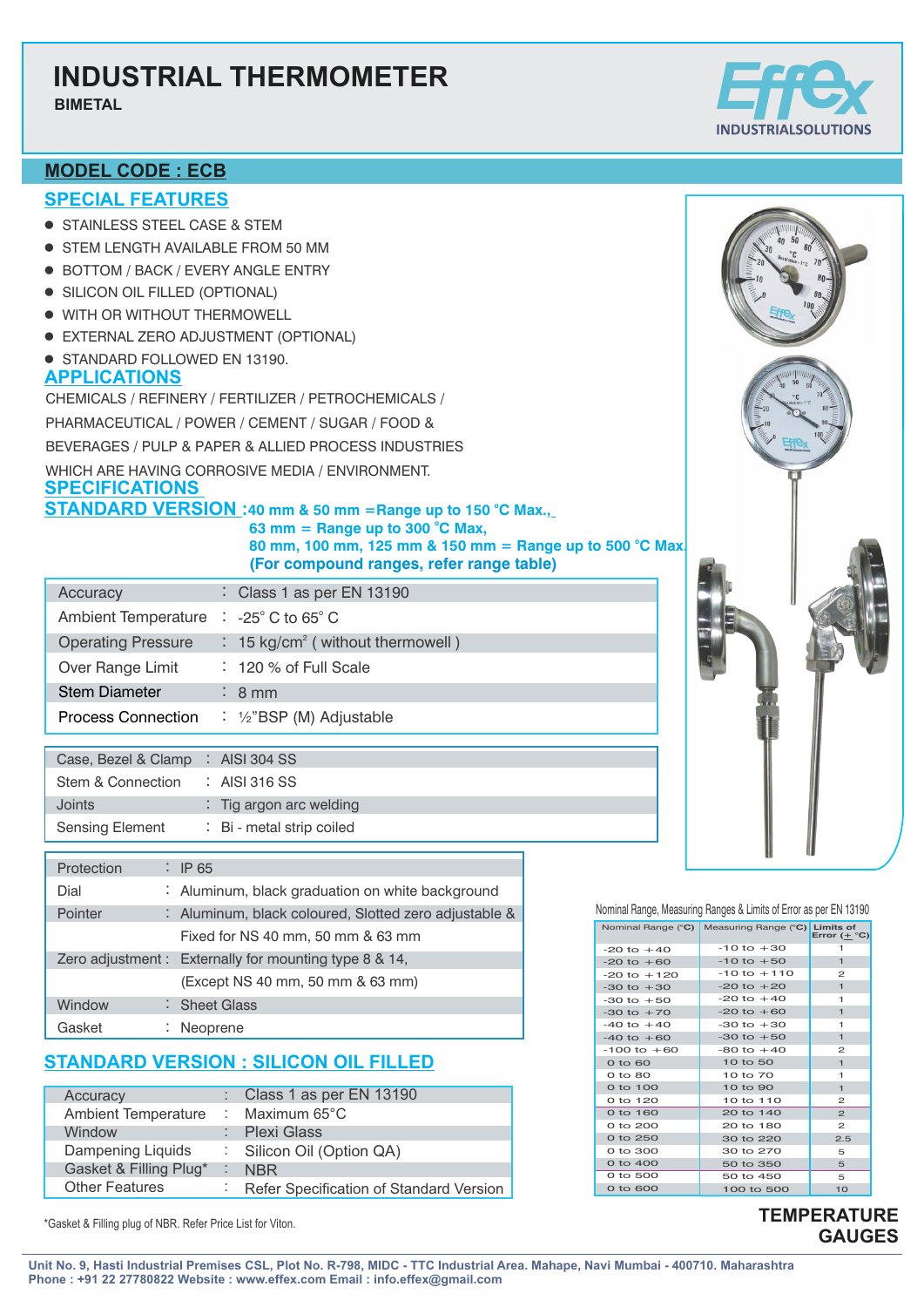# INDUSTRIAL THERMOMETER

**BIMETAL**

Effex INDUSTRIALSOLUTIONS

## MODEL CODE : ECB

## SPECIAL FEATURES

- STAINLESS STEEL CASE & STEM
- STEM LENGTH AVAILABLE FROM 50 MM
- BOTTOM / BACK / EVERY ANGLE ENTRY
- SILICON OIL FILLED (OPTIONAL)
- WITH OR WITHOUT THERMOWELL
- EXTERNAL ZERO ADJUSTMENT (OPTIONAL)
- STANDARD FOLLOWED EN 13190.

## APPLICATIONS

CHEMICALS / REFINERY / FERTILIZER / PETROCHEMICALS / PHARMACEUTICAL / POWER / CEMENT / SUGAR / FOOD & BEVERAGES / PULP & PAPER & ALLIED PROCESS INDUSTRIES WHICH ARE HAVING CORROSIVE MEDIA / ENVIRONMENT.

## SPECIFICATIONS

**STANDARD VERSION :** 40 mm & 50 mm = Range up to 150 °C Max., 63 mm = Range up to 300 °C Max, 80 mm, 100 mm, 125 mm & 150 mm = Range up to 500 °C Max. (For compound ranges, refer range table)

| | | |
|---|---|---|
| Accuracy | : | Class 1 as per EN 13190 |
| Ambient Temperature | : | -25° C to 65° C |
| Operating Pressure | : | 15 kg/cm² ( without thermowell ) |
| Over Range Limit | : | 120 % of Full Scale |
| Stem Diameter | : | 8 mm |
| Process Connection | : | ½"BSP (M) Adjustable |

| | | |
|---|---|---|
| Case, Bezel & Clamp | : | AISI 304 SS |
| Stem & Connection | : | AISI 316 SS |
| Joints | : | Tig argon arc welding |
| Sensing Element | : | Bi - metal strip coiled |

| | | |
|---|---|---|
| Protection | : | IP 65 |
| Dial | : | Aluminum, black graduation on white background |
| Pointer | : | Aluminum, black coloured, Slotted zero adjustable & Fixed for NS 40 mm, 50 mm & 63 mm |
| Zero adjustment | : | Externally for mounting type 8 & 14, (Except NS 40 mm, 50 mm & 63 mm) |
| Window | : | Sheet Glass |
| Gasket | : | Neoprene |

## STANDARD VERSION : SILICON OIL FILLED

| | | |
|---|---|---|
| Accuracy | : | Class 1 as per EN 13190 |
| Ambient Temperature | : | Maximum 65°C |
| Window | : | Plexi Glass |
| Dampening Liquids | : | Silicon Oil (Option QA) |
| Gasket & Filling Plug* | : | NBR |
| Other Features | : | Refer Specification of Standard Version |

*Gasket & Filling plug of NBR. Refer Price List for Viton.

Nominal Range, Measuring Ranges & Limits of Error as per EN 13190

| Nominal Range (°C) | Measuring Range (°C) | Limits of Error (± °C) |
|---|---|---|
| -20 to +40 | -10 to +30 | 1 |
| -20 to +60 | -10 to +50 | 1 |
| -20 to +120 | -10 to +110 | 2 |
| -30 to +30 | -20 to +20 | 1 |
| -30 to +50 | -20 to +40 | 1 |
| -30 to +70 | -20 to +60 | 1 |
| -40 to +40 | -30 to +30 | 1 |
| -40 to +60 | -30 to +50 | 1 |
| -100 to +60 | -80 to +40 | 2 |
| 0 to 60 | 10 to 50 | 1 |
| 0 to 80 | 10 to 70 | 1 |
| 0 to 100 | 10 to 90 | 1 |
| 0 to 120 | 10 to 110 | 2 |
| 0 to 160 | 20 to 140 | 2 |
| 0 to 200 | 20 to 180 | 2 |
| 0 to 250 | 30 to 220 | 2.5 |
| 0 to 300 | 30 to 270 | 5 |
| 0 to 400 | 50 to 350 | 5 |
| 0 to 500 | 50 to 450 | 5 |
| 0 to 600 | 100 to 500 | 10 |

**TEMPERATURE GAUGES**

Unit No. 9, Hasti Industrial Premises CSL, Plot No. R-798, MIDC - TTC Industrial Area. Mahape, Navi Mumbai - 400710. Maharashtra
Phone : +91 22 27780822 Website : www.effex.com Email : info.effex@gmail.com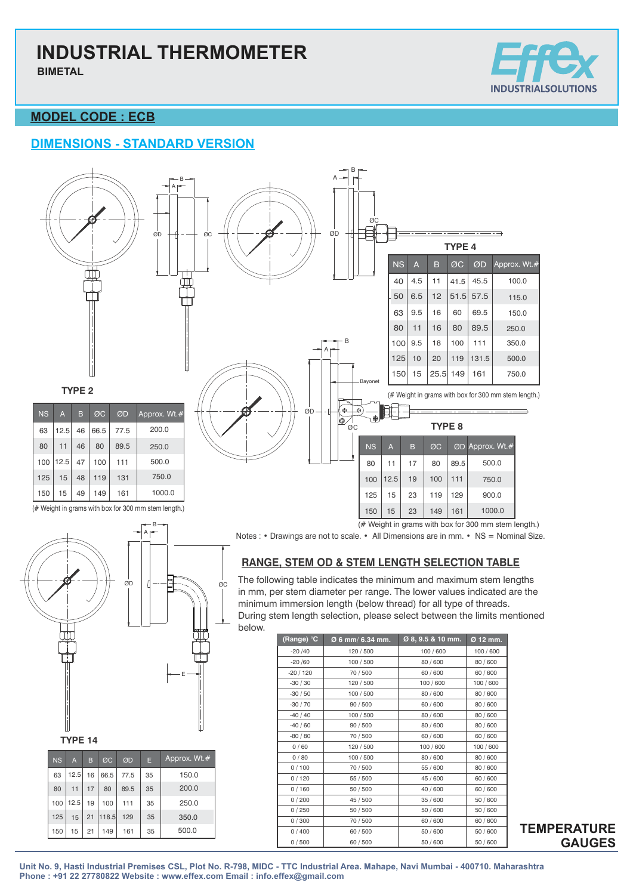# INDUSTRIAL THERMOMETER

**BIMETAL**

Effex INDUSTRIALSOLUTIONS

## MODEL CODE : ECB

## DIMENSIONS - STANDARD VERSION

**TYPE 2**

| NS | A | B | ØC | ØD | Approx. Wt.# |
|---|---|---|---|---|---|
| 63 | 12.5 | 46 | 66.5 | 77.5 | 200.0 |
| 80 | 11 | 46 | 80 | 89.5 | 250.0 |
| 100 | 12.5 | 47 | 100 | 111 | 500.0 |
| 125 | 15 | 48 | 119 | 131 | 750.0 |
| 150 | 15 | 49 | 149 | 161 | 1000.0 |

(# Weight in grams with box for 300 mm stem length.)

**TYPE 4**

| NS | A | B | ØC | ØD | Approx. Wt.# |
|---|---|---|---|---|---|
| 40 | 4.5 | 11 | 41.5 | 45.5 | 100.0 |
| 50 | 6.5 | 12 | 51.5 | 57.5 | 115.0 |
| 63 | 9.5 | 16 | 60 | 69.5 | 150.0 |
| 80 | 11 | 16 | 80 | 89.5 | 250.0 |
| 100 | 9.5 | 18 | 100 | 111 | 350.0 |
| 125 | 10 | 20 | 119 | 131.5 | 500.0 |
| 150 | 15 | 25.5 | 149 | 161 | 750.0 |

(# Weight in grams with box for 300 mm stem length.)

Bayonet

**TYPE 8**

| NS | A | B | ØC | ØD | Approx. Wt.# |
|---|---|---|---|---|---|
| 80 | 11 | 17 | 80 | 89.5 | 500.0 |
| 100 | 12.5 | 19 | 100 | 111 | 750.0 |
| 125 | 15 | 23 | 119 | 129 | 900.0 |
| 150 | 15 | 23 | 149 | 161 | 1000.0 |

(# Weight in grams with box for 300 mm stem length.)

Notes : • Drawings are not to scale. • All Dimensions are in mm. • NS = Nominal Size.

**TYPE 14**

| NS | A | B | ØC | ØD | E | Approx. Wt.# |
|---|---|---|---|---|---|---|
| 63 | 12.5 | 16 | 66.5 | 77.5 | 35 | 150.0 |
| 80 | 11 | 17 | 80 | 89.5 | 35 | 200.0 |
| 100 | 12.5 | 19 | 100 | 111 | 35 | 250.0 |
| 125 | 15 | 21 | 118.5 | 129 | 35 | 350.0 |
| 150 | 15 | 21 | 149 | 161 | 35 | 500.0 |

## RANGE, STEM OD & STEM LENGTH SELECTION TABLE

The following table indicates the minimum and maximum stem lengths in mm, per stem diameter per range. The lower values indicated are the minimum immersion length (below thread) for all type of threads. During stem length selection, please select between the limits mentioned below.

| (Range) °C | Ø 6 mm/ 6.34 mm. | Ø 8, 9.5 & 10 mm. | Ø 12 mm. |
|---|---|---|---|
| -20 /40 | 120 / 500 | 100 / 600 | 100 / 600 |
| -20 /60 | 100 / 500 | 80 / 600 | 80 / 600 |
| -20 / 120 | 70 / 500 | 60 / 600 | 60 / 600 |
| -30 / 30 | 120 / 500 | 100 / 600 | 100 / 600 |
| -30 / 50 | 100 / 500 | 80 / 600 | 80 / 600 |
| -30 / 70 | 90 / 500 | 60 / 600 | 80 / 600 |
| -40 / 40 | 100 / 500 | 80 / 600 | 80 / 600 |
| -40 / 60 | 90 / 500 | 80 / 600 | 80 / 600 |
| -80 / 80 | 70 / 500 | 60 / 600 | 60 / 600 |
| 0 / 60 | 120 / 500 | 100 / 600 | 100 / 600 |
| 0 / 80 | 100 / 500 | 80 / 600 | 80 / 600 |
| 0 / 100 | 70 / 500 | 55 / 600 | 80 / 600 |
| 0 / 120 | 55 / 500 | 45 / 600 | 60 / 600 |
| 0 / 160 | 50 / 500 | 40 / 600 | 60 / 600 |
| 0 / 200 | 45 / 500 | 35 / 600 | 50 / 600 |
| 0 / 250 | 50 / 500 | 50 / 600 | 50 / 600 |
| 0 / 300 | 70 / 500 | 60 / 600 | 60 / 600 |
| 0 / 400 | 60 / 500 | 50 / 600 | 50 / 600 |
| 0 / 500 | 60 / 500 | 50 / 600 | 50 / 600 |

**TEMPERATURE GAUGES**

**Unit No. 9, Hasti Industrial Premises CSL, Plot No. R-798, MIDC - TTC Industrial Area. Mahape, Navi Mumbai - 400710. Maharashtra**
**Phone : +91 22 27780822 Website : www.effex.com Email : info.effex@gmail.com**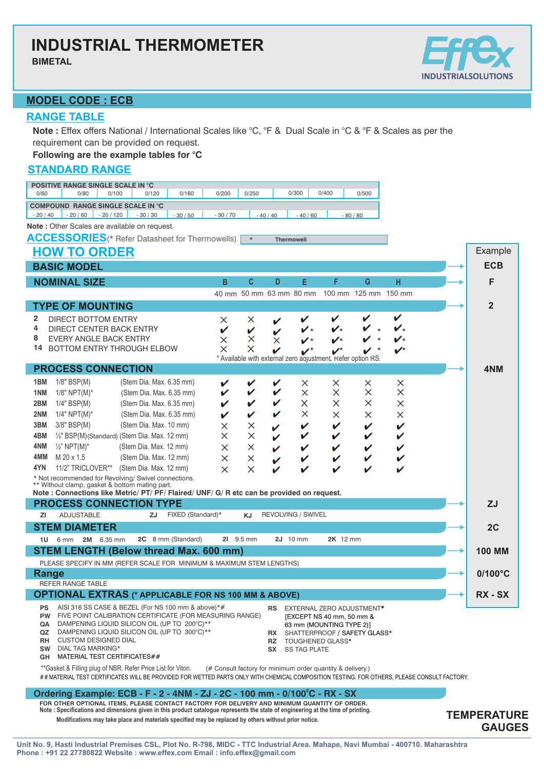# INDUSTRIAL THERMOMETER

**BIMETAL**

Effex INDUSTRIALSOLUTIONS

## MODEL CODE : ECB

## RANGE TABLE

**Note :** Effex offers National / International Scales like °C, °F & Dual Scale in °C & °F & Scales as per the requirement can be provided on request.

**Following are the example tables for °C**

## STANDARD RANGE

| POSITIVE RANGE SINGLE SCALE IN °C | | | | | | | | | |
|---|---|---|---|---|---|---|---|---|---|
| 0/60 | 0/80 | 0/100 | 0/120 | 0/160 | 0/200 | 0/250 | 0/300 | 0/400 | 0/500 |

| COMPOUND RANGE SINGLE SCALE IN °C | | | | | | | | |
|---|---|---|---|---|---|---|---|---|
| - 20 / 40 | - 20 / 60 | - 20 / 120 | - 30 / 30 | - 30 / 50 | - 30 / 70 | - 40 / 40 | - 40 / 60 | - 80 / 80 |

**Note :** Other Scales are available on request.

## ACCESSORIES

(* Refer Datasheet for Thermowells)

| * | Thermowell |
|---|---|

## HOW TO ORDER

| | B | C | D | E | F | G | H | Example |
|---|---|---|---|---|---|---|---|---|
| **BASIC MODEL** | | | | | | | | ECB |
| **NOMINAL SIZE** | 40 mm | 50 mm | 63 mm | 80 mm | 100 mm | 125 mm | 150 mm | F |
| **TYPE OF MOUNTING** | | | | | | | | 2 |
| 2 DIRECT BOTTOM ENTRY | × | × | ✔ | ✔ | ✔ | ✔ | ✔ | |
| 4 DIRECT CENTER BACK ENTRY | ✔ | ✔ | ✔ | ✔* | ✔* | ✔* | ✔* | |
| 8 EVERY ANGLE BACK ENTRY | × | × | × | ✔* | ✔* | ✔* | ✔* | |
| 14 BOTTOM ENTRY THROUGH ELBOW | × | × | ✔ | ✔* | ✔* | ✔* | ✔* | |

\* Available with external zero adjustment, Refer option RS.

| PROCESS CONNECTION | | B | C | D | E | F | G | H | Example: 4NM |
|---|---|---|---|---|---|---|---|---|---|
| 1BM 1/8" BSP(M) | (Stem Dia. Max. 6.35 mm) | ✔ | ✔ | ✔ | × | × | × | × | |
| 1NM 1/8" NPT(M)* | (Stem Dia. Max. 6.35 mm) | ✔ | ✔ | ✔ | × | × | × | × | |
| 2BM 1/4" BSP(M) | (Stem Dia. Max. 6.35 mm) | ✔ | ✔ | ✔ | × | × | × | × | |
| 2NM 1/4" NPT(M)* | (Stem Dia. Max. 6.35 mm) | ✔ | ✔ | ✔ | × | × | × | × | |
| 3BM 3/8" BSP(M) | (Stem Dia. Max. 10 mm) | × | × | ✔ | ✔ | ✔ | ✔ | ✔ | |
| 4BM ½" BSP(M)(Standard) | (Stem Dia. Max. 12 mm) | × | × | ✔ | ✔ | ✔ | ✔ | ✔ | |
| 4NM ½" NPT(M)* | (Stem Dia. Max. 12 mm) | × | × | ✔ | ✔ | ✔ | ✔ | ✔ | |
| 4MM M 20 x 1.5 | (Stem Dia. Max. 12 mm) | × | × | ✔ | ✔ | ✔ | ✔ | ✔ | |
| 4YN 11/2" TRICLOVER** | (Stem Dia. Max. 12 mm) | × | × | ✔ | ✔ | ✔ | ✔ | ✔ | |

\* Not recommended for Revolving/ Swivel connections.
\*\* Without clamp, gasket & bottom mating part.
**Note : Connections like Metric/ PT/ PF/ Flaired/ UNF/ G/ R etc can be provided on request.**

### PROCESS CONNECTION TYPE — Example: ZJ

ZI ADJUSTABLE ZJ FIXED (Standard)* KJ REVOLVING / SWIVEL

### STEM DIAMETER — Example: 2C

1U 6 mm 2M 6.35 mm 2C 8 mm (Standard) 2I 9.5 mm 2J 10 mm 2K 12 mm

### STEM LENGTH (Below thread Max. 600 mm) — Example: 100 MM

PLEASE SPECIFY IN MM (REFER SCALE FOR MINIMUM & MAXIMUM STEM LENGTHS)

### Range — Example: 0/100°C

REFER RANGE TABLE

### OPTIONAL EXTRAS (* APPLICABLE FOR NS 100 MM & ABOVE) — Example: RX - SX

- PS AISI 316 SS CASE & BEZEL (For NS 100 mm & above)*#
- PW FIVE POINT CALIBRATION CERTIFICATE (FOR MEASURING RANGE)
- QA DAMPENING LIQUID SILICON OIL (UP TO 200°C)**
- QZ DAMPENING LIQUID SILICON OIL (UP TO 300°C)**
- RH CUSTOM DESIGNED DIAL
- SW DIAL TAG MARKING*
- GH MATERIAL TEST CERTIFICATES##
- RS EXTERNAL ZERO ADJUSTMENT* [EXCEPT NS 40 mm, 50 mm & 63 mm (MOUNTING TYPE 2)]
- RX SHATTERPROOF / SAFETY GLASS*
- RZ TOUGHENED GLASS*
- SX SS TAG PLATE

\*\*Gasket & Filling plug of NBR. Refer Price List for Viton. (# Consult factory for minimum order quantity & delivery.)
\#\# MATERIAL TEST CERTIFICATES WILL BE PROVIDED FOR WETTED PARTS ONLY WITH CHEMICAL COMPOSITION TESTING. FOR OTHERS, PLEASE CONSULT FACTORY.

### Ordering Example: ECB - F - 2 - 4NM - ZJ - 2C - 100 mm - 0/100°C - RX - SX

FOR OTHER OPTIONAL ITEMS, PLEASE CONTACT FACTORY FOR DELIVERY AND MINIMUM QUANTITY OF ORDER.
Note : Specifications and dimensions given in this product catalogue represents the state of engineering at the time of printing.
Modifications may take place and materials specified may be replaced by others without prior notice.

**TEMPERATURE GAUGES**

Unit No. 9, Hasti Industrial Premises CSL, Plot No. R-798, MIDC - TTC Industrial Area. Mahape, Navi Mumbai - 400710. Maharashtra
Phone : +91 22 27780822 Website : www.effex.com Email : info.effex@gmail.com